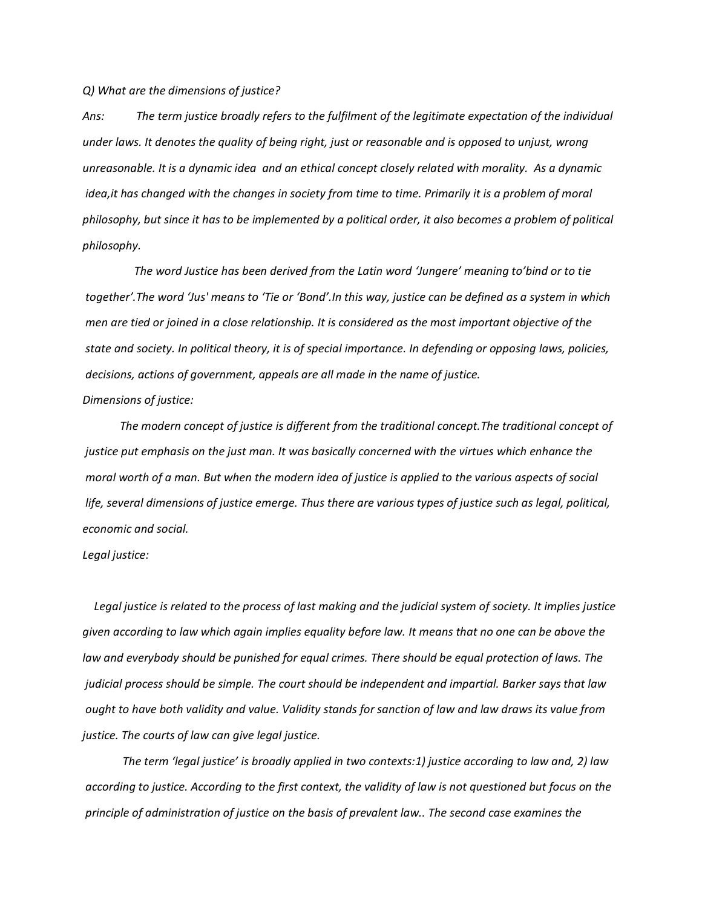*Q) What are the dimensions of justice?*

*Ans: The term justice broadly refers to the fulfilment of the legitimate expectation of the individual under laws. It denotes the quality of being right, just or reasonable and is opposed to unjust, wrong unreasonable. It is a dynamic idea and an ethical concept closely related with morality. As a dynamic idea,it has changed with the changes in society from time to time. Primarily it is a problem of moral philosophy, but since it has to be implemented by a political order, it also becomes a problem of political philosophy.*

*The word Justice has been derived from the Latin word 'Jungere' meaning to'bind or to tie together'.The word 'Jus' means to 'Tie or 'Bond'.In this way, justice can be defined as a system in which men are tied or joined in a close relationship. It is considered as the most important objective of the state and society. In political theory, it is of special importance. In defending or opposing laws, policies, decisions, actions of government, appeals are all made in the name of justice.*

*Dimensions of justice:*

*The modern concept of justice is different from the traditional concept.The traditional concept of justice put emphasis on the just man. It was basically concerned with the virtues which enhance the moral worth of a man. But when the modern idea of justice is applied to the various aspects of social life, several dimensions of justice emerge. Thus there are various types of justice such as legal, political, economic and social.*

*Legal justice:*

*Legal justice is related to the process of last making and the judicial system of society. It implies justice given according to law which again implies equality before law. It means that no one can be above the law and everybody should be punished for equal crimes. There should be equal protection of laws. The judicial process should be simple. The court should be independent and impartial. Barker says that law ought to have both validity and value. Validity stands for sanction of law and law draws its value from justice. The courts of law can give legal justice.*

*The term 'legal justice' is broadly applied in two contexts:1) justice according to law and, 2) law according to justice. According to the first context, the validity of law is not questioned but focus on the principle of administration of justice on the basis of prevalent law.. The second case examines the*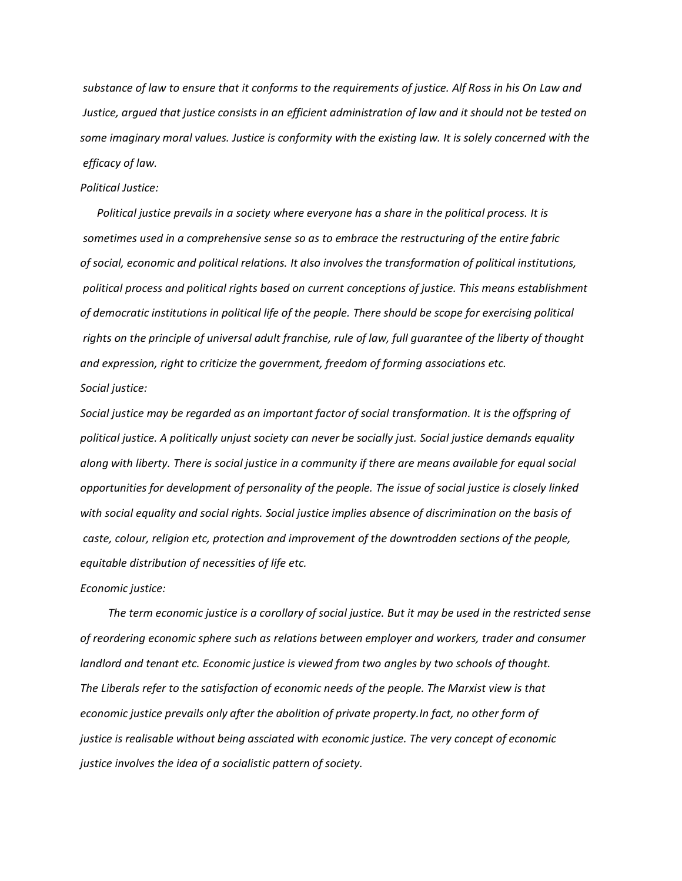*substance of law to ensure that it conforms to the requirements of justice. Alf Ross in his On Law and Justice, argued that justice consists in an efficient administration of law and it should not be tested on some imaginary moral values. Justice is conformity with the existing law. It is solely concerned with the efficacy of law.*

*Political Justice:*

*Political justice prevails in a society where everyone has a share in the political process. It is sometimes used in a comprehensive sense so as to embrace the restructuring of the entire fabric of social, economic and political relations. It also involves the transformation of political institutions, political process and political rights based on current conceptions of justice. This means establishment of democratic institutions in political life of the people. There should be scope for exercising political rights on the principle of universal adult franchise, rule of law, full guarantee of the liberty of thought and expression, right to criticize the government, freedom of forming associations etc.*

*Social justice:*

*Social justice may be regarded as an important factor of social transformation. It is the offspring of political justice. A politically unjust society can never be socially just. Social justice demands equality along with liberty. There is social justice in a community if there are means available for equal social opportunities for development of personality of the people. The issue of social justice is closely linked with social equality and social rights. Social justice implies absence of discrimination on the basis of caste, colour, religion etc, protection and improvement of the downtrodden sections of the people, equitable distribution of necessities of life etc.*

*Economic justice:*

*The term economic justice is a corollary of social justice. But it may be used in the restricted sense of reordering economic sphere such as relations between employer and workers, trader and consumer landlord and tenant etc. Economic justice is viewed from two angles by two schools of thought. The Liberals refer to the satisfaction of economic needs of the people. The Marxist view is that economic justice prevails only after the abolition of private property.In fact, no other form of justice is realisable without being assciated with economic justice. The very concept of economic justice involves the idea of a socialistic pattern of society.*